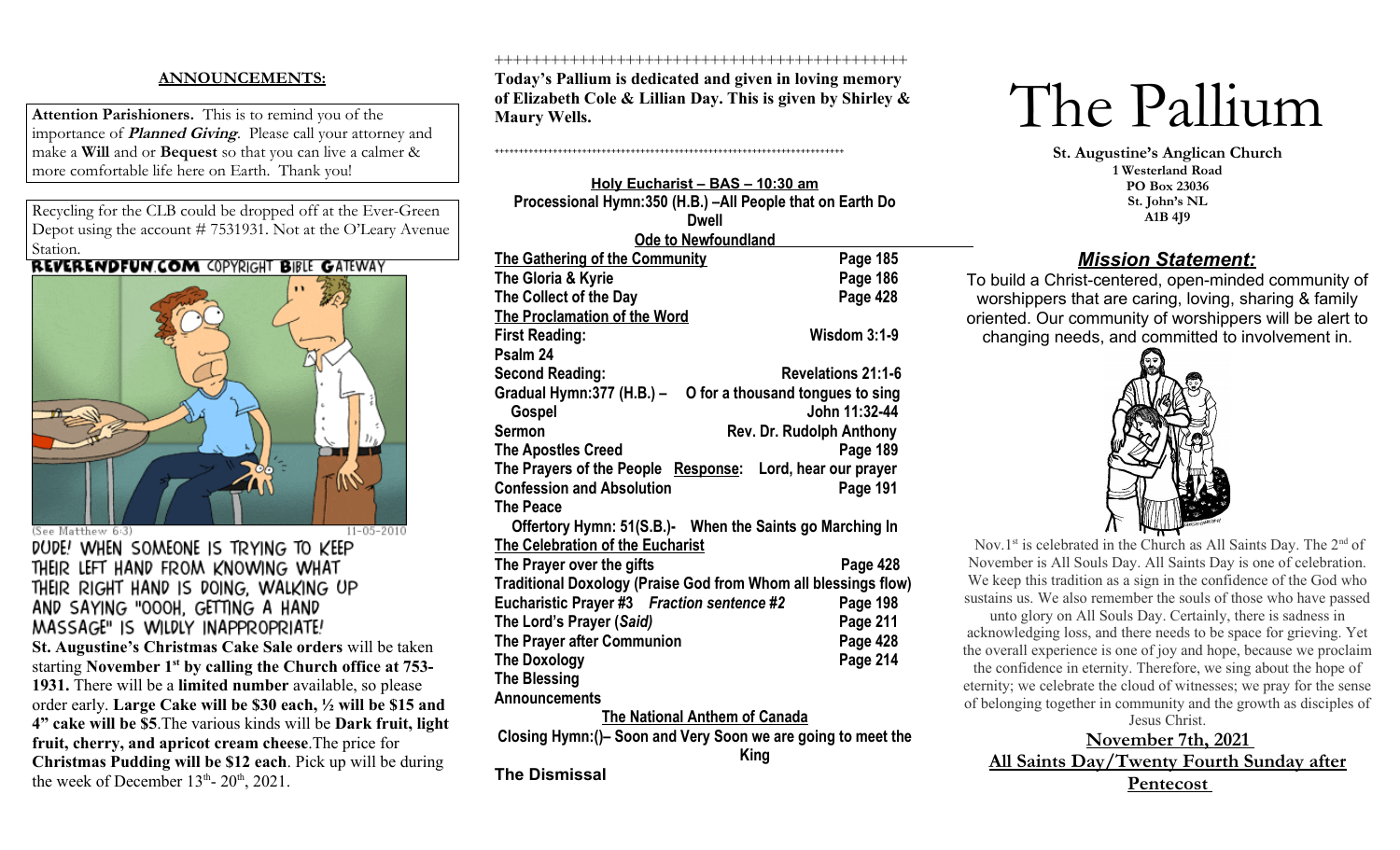## ANNOUNCEMENTS:

**Attention Parishioners.** This is to remind you of the importance of ***Planned Giving***. Please call your attorney and make a **Will** and or **Bequest** so that you can live a calmer & more comfortable life here on Earth. Thank you!

Recycling for the CLB could be dropped off at the Ever-Green Depot using the account # 7531931. Not at the O'Leary Avenue Station.

REVERENDFUN.COM COPYRIGHT BIBLE GATEWAY

(See Matthew 6:3) 11-05-2010

DUDE! WHEN SOMEONE IS TRYING TO KEEP THEIR LEFT HAND FROM KNOWING WHAT THEIR RIGHT HAND IS DOING, WALKING UP AND SAYING "OOOH, GETTING A HAND MASSAGE" IS WILDLY INAPPROPRIATE!

**St. Augustine's Christmas Cake Sale orders** will be taken starting **November 1st by calling the Church office at 753-1931.** There will be a **limited number** available, so please order early. **Large Cake will be $30 each, ½ will be $15 and 4" cake will be $5**. The various kinds will be **Dark fruit, light fruit, cherry, and apricot cream cheese**. The price for **Christmas Pudding will be $12 each**. Pick up will be during the week of December 13th- 20th, 2021.

++++++++++++++++++++++++++++++++++++++++++++

**Today's Pallium is dedicated and given in loving memory of Elizabeth Cole & Lillian Day. This is given by Shirley & Maury Wells.**

++++++++++++++++++++++++++++++++++++++++++++

**Holy Eucharist – BAS – 10:30 am**

**Processional Hymn:350 (H.B.) –All People that on Earth Do Dwell**

**Ode to Newfoundland**

| | |
|---|---|
| **The Gathering of the Community** | **Page 185** |
| **The Gloria & Kyrie** | **Page 186** |
| **The Collect of the Day** | **Page 428** |
| **The Proclamation of the Word** | |
| **First Reading:** | **Wisdom 3:1-9** |
| **Psalm 24** | |
| **Second Reading:** | **Revelations 21:1-6** |
| **Gradual Hymn:377 (H.B.) –** | **O for a thousand tongues to sing** |
| **Gospel** | **John 11:32-44** |
| **Sermon** | **Rev. Dr. Rudolph Anthony** |
| **The Apostles Creed** | **Page 189** |
| **The Prayers of the People Response:** | **Lord, hear our prayer** |
| **Confession and Absolution** | **Page 191** |
| **The Peace** | |
| **Offertory Hymn: 51(S.B.)-** | **When the Saints go Marching In** |
| **The Celebration of the Eucharist** | |
| **The Prayer over the gifts** | **Page 428** |
| **Traditional Doxology (Praise God from Whom all blessings flow)** | |
| **Eucharistic Prayer #3 *Fraction sentence #2*** | **Page 198** |
| **The Lord's Prayer (*Said*)** | **Page 211** |
| **The Prayer after Communion** | **Page 428** |
| **The Doxology** | **Page 214** |
| **The Blessing** | |
| **Announcements** | |

**The National Anthem of Canada**

**Closing Hymn:()– Soon and Very Soon we are going to meet the King**

**The Dismissal**

# The Pallium

**St. Augustine's Anglican Church**
**1 Westerland Road**
**PO Box 23036**
**St. John's NL**
**A1B 4J9**

## *Mission Statement:*

To build a Christ-centered, open-minded community of worshippers that are caring, loving, sharing & family oriented. Our community of worshippers will be alert to changing needs, and committed to involvement in.

Nov.1st is celebrated in the Church as All Saints Day. The 2nd of November is All Souls Day. All Saints Day is one of celebration. We keep this tradition as a sign in the confidence of the God who sustains us. We also remember the souls of those who have passed unto glory on All Souls Day. Certainly, there is sadness in acknowledging loss, and there needs to be space for grieving. Yet the overall experience is one of joy and hope, because we proclaim the confidence in eternity. Therefore, we sing about the hope of eternity; we celebrate the cloud of witnesses; we pray for the sense of belonging together in community and the growth as disciples of Jesus Christ.

**November 7th, 2021**
**All Saints Day/Twenty Fourth Sunday after Pentecost**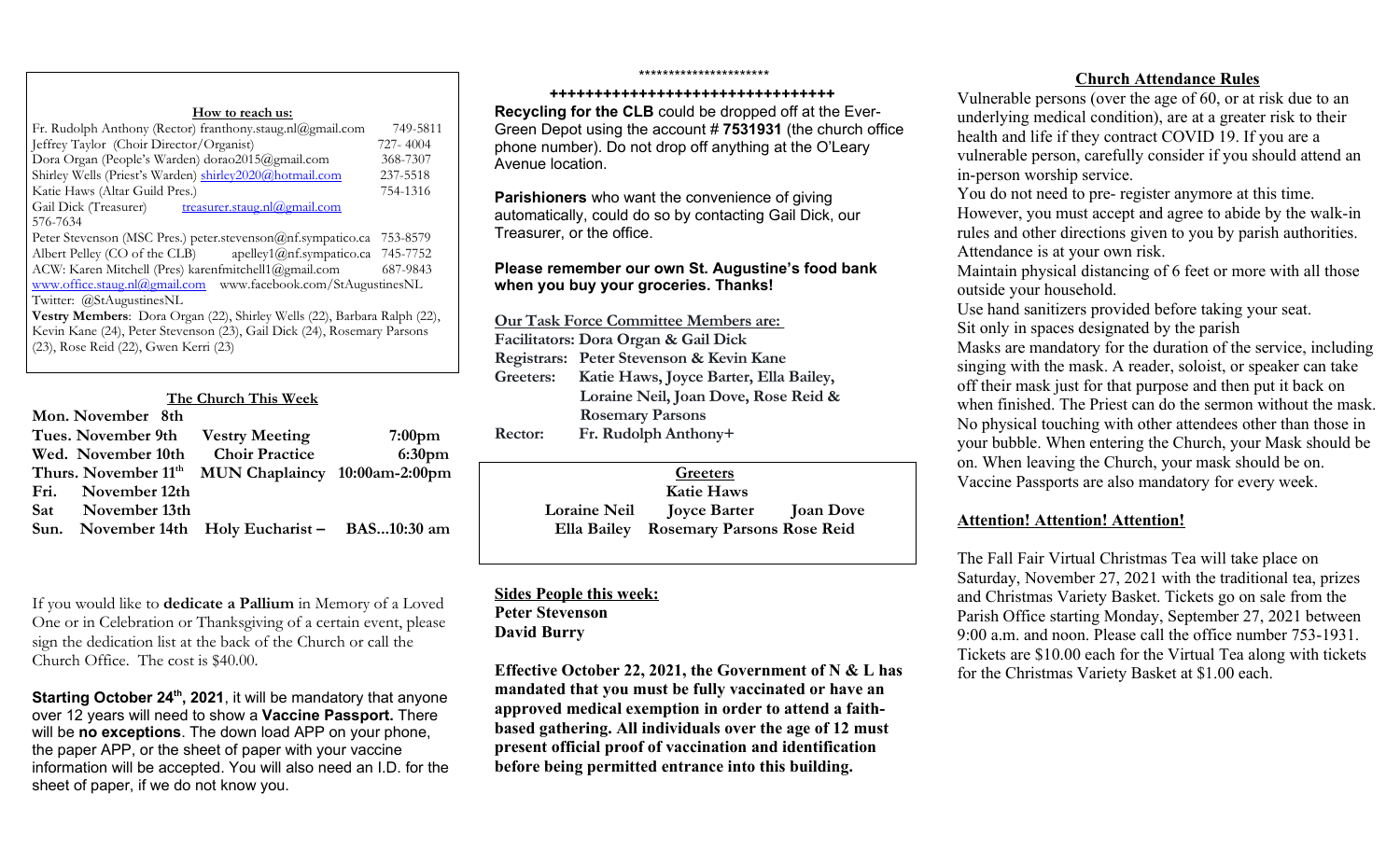**How to reach us:**

Fr. Rudolph Anthony (Rector) franthony.staug.nl@gmail.com 749-5811
Jeffrey Taylor (Choir Director/Organist) 727- 4004
Dora Organ (People's Warden) dorao2015@gmail.com 368-7307
Shirley Wells (Priest's Warden) shirley2020@hotmail.com 237-5518
Katie Haws (Altar Guild Pres.) 754-1316
Gail Dick (Treasurer) treasurer.staug.nl@gmail.com 576-7634
Peter Stevenson (MSC Pres.) peter.stevenson@nf.sympatico.ca 753-8579
Albert Pelley (CO of the CLB) apelley1@nf.sympatico.ca 745-7752
ACW: Karen Mitchell (Pres) karenfmitchell1@gmail.com 687-9843
www.office.staug.nl@gmail.com www.facebook.com/StAugustinesNL
Twitter: @StAugustinesNL

**Vestry Members**: Dora Organ (22), Shirley Wells (22), Barbara Ralph (22), Kevin Kane (24), Peter Stevenson (23), Gail Dick (24), Rosemary Parsons (23), Rose Reid (22), Gwen Kerri (23)

**The Church This Week**

| | | |
|---|---|---|
| **Mon. November 8th** | | |
| **Tues. November 9th** | **Vestry Meeting** | **7:00pm** |
| **Wed. November 10th** | **Choir Practice** | **6:30pm** |
| **Thurs. November 11th** | **MUN Chaplaincy** | **10:00am-2:00pm** |
| **Fri. November 12th** | | |
| **Sat November 13th** | | |
| **Sun. November 14th** | **Holy Eucharist –** | **BAS...10:30 am** |

If you would like to **dedicate a Pallium** in Memory of a Loved One or in Celebration or Thanksgiving of a certain event, please sign the dedication list at the back of the Church or call the Church Office. The cost is $40.00.

**Starting October 24th, 2021**, it will be mandatory that anyone over 12 years will need to show a **Vaccine Passport.** There will be **no exceptions**. The down load APP on your phone, the paper APP, or the sheet of paper with your vaccine information will be accepted. You will also need an I.D. for the sheet of paper, if we do not know you.

*********************

++++++++++++++++++++++++++++++++

**Recycling for the CLB** could be dropped off at the Ever-Green Depot using the account # **7531931** (the church office phone number). Do not drop off anything at the O'Leary Avenue location.

**Parishioners** who want the convenience of giving automatically, could do so by contacting Gail Dick, our Treasurer, or the office.

**Please remember our own St. Augustine's food bank when you buy your groceries. Thanks!**

**Our Task Force Committee Members are:**
**Facilitators: Dora Organ & Gail Dick**
**Registrars: Peter Stevenson & Kevin Kane**
**Greeters: Katie Haws, Joyce Barter, Ella Bailey, Loraine Neil, Joan Dove, Rose Reid & Rosemary Parsons**
**Rector: Fr. Rudolph Anthony+**

**Greeters**
**Katie Haws**
**Loraine Neil Joyce Barter Joan Dove**
**Ella Bailey Rosemary Parsons Rose Reid**

**Sides People this week:**
**Peter Stevenson**
**David Burry**

**Effective October 22, 2021, the Government of N & L has mandated that you must be fully vaccinated or have an approved medical exemption in order to attend a faith-based gathering. All individuals over the age of 12 must present official proof of vaccination and identification before being permitted entrance into this building.**

**Church Attendance Rules**

Vulnerable persons (over the age of 60, or at risk due to an underlying medical condition), are at a greater risk to their health and life if they contract COVID 19. If you are a vulnerable person, carefully consider if you should attend an in-person worship service.
You do not need to pre- register anymore at this time. However, you must accept and agree to abide by the walk-in rules and other directions given to you by parish authorities. Attendance is at your own risk.
Maintain physical distancing of 6 feet or more with all those outside your household.
Use hand sanitizers provided before taking your seat.
Sit only in spaces designated by the parish
Masks are mandatory for the duration of the service, including singing with the mask. A reader, soloist, or speaker can take off their mask just for that purpose and then put it back on when finished. The Priest can do the sermon without the mask. No physical touching with other attendees other than those in your bubble. When entering the Church, your Mask should be on. When leaving the Church, your mask should be on. Vaccine Passports are also mandatory for every week.

**Attention! Attention! Attention!**

The Fall Fair Virtual Christmas Tea will take place on Saturday, November 27, 2021 with the traditional tea, prizes and Christmas Variety Basket. Tickets go on sale from the Parish Office starting Monday, September 27, 2021 between 9:00 a.m. and noon. Please call the office number 753-1931. Tickets are $10.00 each for the Virtual Tea along with tickets for the Christmas Variety Basket at $1.00 each.